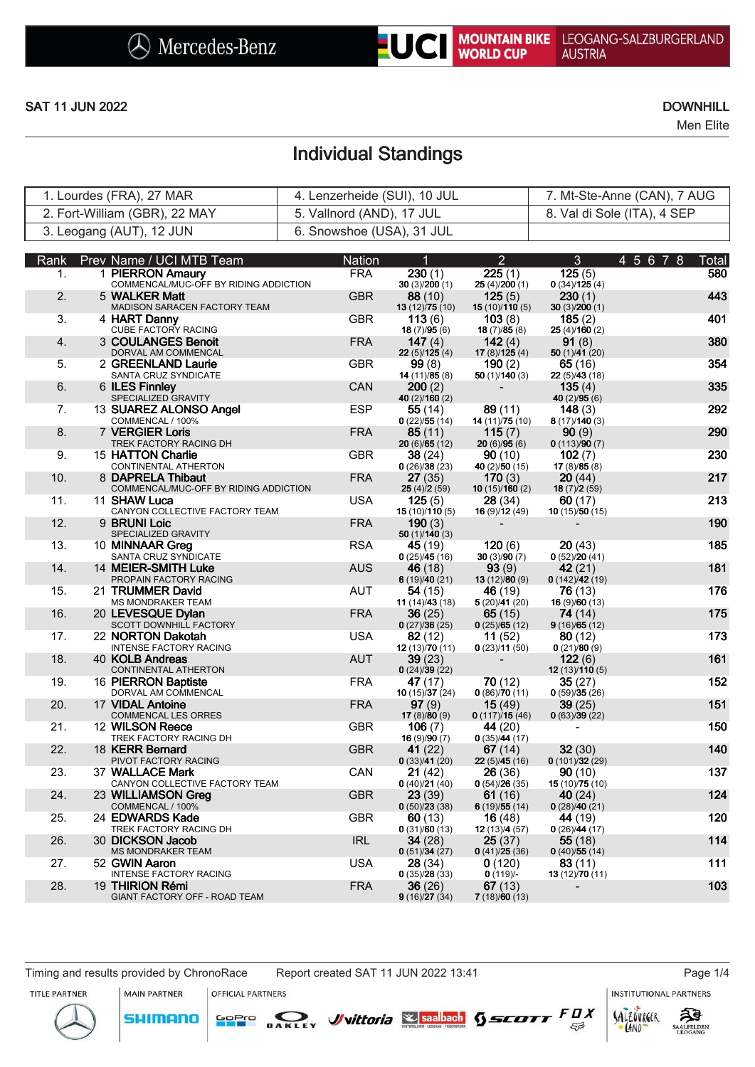Mercedes-Benz | UCI MOUNTAIN BIKE WORLD CUP | LEOGANG-SALZBURGERLAND AUSTRIA

SAT 11 JUN 2022

**DOWNHILL**

Men Elite

# Individual Standings

| | | |
|---|---|---|
| 1. Lourdes (FRA), 27 MAR | 4. Lenzerheide (SUI), 10 JUL | 7. Mt-Ste-Anne (CAN), 7 AUG |
| 2. Fort-William (GBR), 22 MAY | 5. Vallnord (AND), 17 JUL | 8. Val di Sole (ITA), 4 SEP |
| 3. Leogang (AUT), 12 JUN | 6. Snowshoe (USA), 31 JUL | |

| Rank | Prev | Name / UCI MTB Team | Nation | 1 | 2 | 3 | 4 | 5 | 6 | 7 | 8 | Total |
|---|---|---|---|---|---|---|---|---|---|---|---|---|
| 1. | 1 | **PIERRON Amaury** COMMENCAL/MUC-OFF BY RIDING ADDICTION | FRA | 230 (1) 30 (3)/**200** (1) | 225 (1) 25 (4)/**200** (1) | 125 (5) 0 (34)/**125** (4) | | | | | | 580 |
| 2. | 5 | **WALKER Matt** MADISON SARACEN FACTORY TEAM | GBR | 88 (10) 13 (12)/**75** (10) | 125 (5) 15 (10)/**110** (5) | 230 (1) 30 (3)/**200** (1) | | | | | | 443 |
| 3. | 4 | **HART Danny** CUBE FACTORY RACING | GBR | 113 (6) 18 (7)/**95** (6) | 103 (8) 18 (7)/**85** (8) | 185 (2) 25 (4)/**160** (2) | | | | | | 401 |
| 4. | 3 | **COULANGES Benoit** DORVAL AM COMMENCAL | FRA | 147 (4) 22 (5)/**125** (4) | 142 (4) 17 (8)/**125** (4) | 91 (8) 50 (1)/**41** (20) | | | | | | 380 |
| 5. | 2 | **GREENLAND Laurie** SANTA CRUZ SYNDICATE | GBR | 99 (8) 14 (11)/**85** (8) | 190 (2) 50 (1)/**140** (3) | 65 (16) 22 (5)/**43** (18) | | | | | | 354 |
| 6. | 6 | **ILES Finnley** SPECIALIZED GRAVITY | CAN | 200 (2) 40 (2)/**160** (2) | - | 135 (4) 40 (2)/**95** (6) | | | | | | 335 |
| 7. | 13 | **SUAREZ ALONSO Angel** COMMENCAL / 100% | ESP | 55 (14) 0 (22)/**55** (14) | 89 (11) 14 (11)/**75** (10) | 148 (3) 8 (17)/**140** (3) | | | | | | 292 |
| 8. | 7 | **VERGIER Loris** TREK FACTORY RACING DH | FRA | 85 (11) 20 (6)/**65** (12) | 115 (7) 20 (6)/**95** (6) | 90 (9) 0 (113)/**90** (7) | | | | | | 290 |
| 9. | 15 | **HATTON Charlie** CONTINENTAL ATHERTON | GBR | 38 (24) 0 (26)/**38** (23) | 90 (10) 40 (2)/**50** (15) | 102 (7) 17 (8)/**85** (8) | | | | | | 230 |
| 10. | 8 | **DAPRELA Thibaut** COMMENCAL/MUC-OFF BY RIDING ADDICTION | FRA | 27 (35) 25 (4)/**2** (59) | 170 (3) 10 (15)/**160** (2) | 20 (44) 18 (7)/**2** (59) | | | | | | 217 |
| 11. | 11 | **SHAW Luca** CANYON COLLECTIVE FACTORY TEAM | USA | 125 (5) 15 (10)/**110** (5) | 28 (34) 16 (9)/**12** (49) | 60 (17) 10 (15)/**50** (15) | | | | | | 213 |
| 12. | 9 | **BRUNI Loic** SPECIALIZED GRAVITY | FRA | 190 (3) 50 (1)/**140** (3) | - | - | | | | | | 190 |
| 13. | 10 | **MINNAAR Greg** SANTA CRUZ SYNDICATE | RSA | 45 (19) 0 (25)/**45** (16) | 120 (6) 30 (3)/**90** (7) | 20 (43) 0 (52)/**20** (41) | | | | | | 185 |
| 14. | 14 | **MEIER-SMITH Luke** PROPAIN FACTORY RACING | AUS | 46 (18) 6 (19)/**40** (21) | 93 (9) 13 (12)/**80** (9) | 42 (21) 0 (142)/**42** (19) | | | | | | 181 |
| 15. | 21 | **TRUMMER David** MS MONDRAKER TEAM | AUT | 54 (15) 11 (14)/**43** (18) | 46 (19) 5 (20)/**41** (20) | 76 (13) 16 (9)/**60** (13) | | | | | | 176 |
| 16. | 20 | **LEVESQUE Dylan** SCOTT DOWNHILL FACTORY | FRA | 36 (25) 0 (27)/**36** (25) | 65 (15) 0 (25)/**65** (12) | 74 (14) 9 (16)/**65** (12) | | | | | | 175 |
| 17. | 22 | **NORTON Dakotah** INTENSE FACTORY RACING | USA | 82 (12) 12 (13)/**70** (11) | 11 (52) 0 (23)/**11** (50) | 80 (12) 0 (21)/**80** (9) | | | | | | 173 |
| 18. | 40 | **KOLB Andreas** CONTINENTAL ATHERTON | AUT | 39 (23) 0 (24)/**39** (22) | - | 122 (6) 12 (13)/**110** (5) | | | | | | 161 |
| 19. | 16 | **PIERRON Baptiste** DORVAL AM COMMENCAL | FRA | 47 (17) 10 (15)/**37** (24) | 70 (12) 0 (86)/**70** (11) | 35 (27) 0 (59)/**35** (26) | | | | | | 152 |
| 20. | 17 | **VIDAL Antoine** COMMENCAL LES ORRES | FRA | 97 (9) 17 (8)/**80** (9) | 15 (49) 0 (117)/**15** (46) | 39 (25) 0 (63)/**39** (22) | | | | | | 151 |
| 21. | 12 | **WILSON Reece** TREK FACTORY RACING DH | GBR | 106 (7) 16 (9)/**90** (7) | 44 (20) 0 (35)/**44** (17) | - | | | | | | 150 |
| 22. | 18 | **KERR Bernard** PIVOT FACTORY RACING | GBR | 41 (22) 0 (33)/**41** (20) | 67 (14) 22 (5)/**45** (16) | 32 (30) 0 (101)/**32** (29) | | | | | | 140 |
| 23. | 37 | **WALLACE Mark** CANYON COLLECTIVE FACTORY TEAM | CAN | 21 (42) 0 (40)/**21** (40) | 26 (36) 0 (54)/**26** (35) | 90 (10) 15 (10)/**75** (10) | | | | | | 137 |
| 24. | 23 | **WILLIAMSON Greg** COMMENCAL / 100% | GBR | 23 (39) 0 (50)/**23** (38) | 61 (16) 6 (19)/**55** (14) | 40 (24) 0 (28)/**40** (21) | | | | | | 124 |
| 25. | 24 | **EDWARDS Kade** TREK FACTORY RACING DH | GBR | 60 (13) 0 (31)/**60** (13) | 16 (48) 12 (13)/**4** (57) | 44 (19) 0 (26)/**44** (17) | | | | | | 120 |
| 26. | 30 | **DICKSON Jacob** MS MONDRAKER TEAM | IRL | 34 (28) 0 (51)/**34** (27) | 25 (37) 0 (41)/**25** (36) | 55 (18) 0 (40)/**55** (14) | | | | | | 114 |
| 27. | 52 | **GWIN Aaron** INTENSE FACTORY RACING | USA | 28 (34) 0 (35)/**28** (33) | 0 (120) 0 (119)/- | 83 (11) 13 (12)/**70** (11) | | | | | | 111 |
| 28. | 19 | **THIRION Rémi** GIANT FACTORY OFF - ROAD TEAM | FRA | 36 (26) 9 (16)/**27** (34) | 67 (13) 7 (18)/**60** (13) | - | | | | | | 103 |

Timing and results provided by ChronoRace    Report created SAT 11 JUN 2022 13:41

TITLE PARTNER: Mercedes-Benz | MAIN PARTNER: SHIMANO | OFFICIAL PARTNERS: GoPro, OAKLEY, vittoria, saalbach, SCOTT, FOX | INSTITUTIONAL PARTNERS: SalzburgerLand, Saalfelden Leogang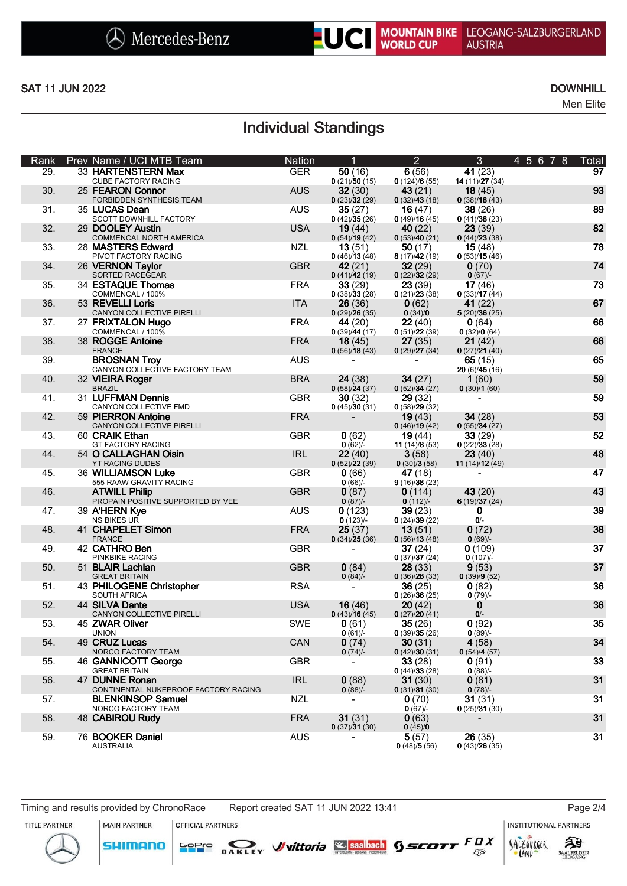SAT 11 JUN 2022

DOWNHILL

Men Elite

# Individual Standings

| Rank | Prev | Name / UCI MTB Team | Nation | 1 | 2 | 3 | 4 5 6 7 8 | Total |
|---|---|---|---|---|---|---|---|---|
| 29. | 33 | **HARTENSTERN Max** CUBE FACTORY RACING | GER | **50** (16) **0** (21)/**50** (15) | **6** (56) **0** (124)/**6** (55) | **41** (23) **14** (11)/**27** (34) | | **97** |
| 30. | 25 | **FEARON Connor** FORBIDDEN SYNTHESIS TEAM | AUS | **32** (30) **0** (23)/**32** (29) | **43** (21) **0** (32)/**43** (18) | **18** (45) **0** (38)/**18** (43) | | **93** |
| 31. | 35 | **LUCAS Dean** SCOTT DOWNHILL FACTORY | AUS | **35** (27) **0** (42)/**35** (26) | **16** (47) **0** (49)/**16** (45) | **38** (26) **0** (41)/**38** (23) | | **89** |
| 32. | 29 | **DOOLEY Austin** COMMENCAL NORTH AMERICA | USA | **19** (44) **0** (54)/**19** (42) | **40** (22) **0** (53)/**40** (21) | **23** (39) **0** (44)/**23** (38) | | **82** |
| 33. | 28 | **MASTERS Edward** PIVOT FACTORY RACING | NZL | **13** (51) **0** (46)/**13** (48) | **50** (17) **8** (17)/**42** (19) | **15** (48) **0** (53)/**15** (46) | | **78** |
| 34. | 26 | **VERNON Taylor** SORTED RACEGEAR | GBR | **42** (21) **0** (41)/**42** (19) | **32** (29) **0** (22)/**32** (29) | **0** (70) **0** (67)/- | | **74** |
| 35. | 34 | **ESTAQUE Thomas** COMMENCAL / 100% | FRA | **33** (29) **0** (38)/**33** (28) | **23** (39) **0** (21)/**23** (38) | **17** (46) **0** (33)/**17** (44) | | **73** |
| 36. | 53 | **REVELLI Loris** CANYON COLLECTIVE PIRELLI | ITA | **26** (36) **0** (29)/**26** (35) | **0** (62) **0** (34)/**0** | **41** (22) **5** (20)/**36** (25) | | **67** |
| 37. | 27 | **FRIXTALON Hugo** COMMENCAL / 100% | FRA | **44** (20) **0** (39)/**44** (17) | **22** (40) **0** (51)/**22** (39) | **0** (64) **0** (32)/**0** (64) | | **66** |
| 38. | 38 | **ROGGE Antoine** FRANCE | FRA | **18** (45) **0** (56)/**18** (43) | **27** (35) **0** (29)/**27** (34) | **21** (42) **0** (27)/**21** (40) | | **66** |
| 39. | | **BROSNAN Troy** CANYON COLLECTIVE FACTORY TEAM | AUS | - | - | **65** (15) **20** (6)/**45** (16) | | **65** |
| 40. | 32 | **VIEIRA Roger** BRAZIL | BRA | **24** (38) **0** (58)/**24** (37) | **34** (27) **0** (52)/**34** (27) | **1** (60) **0** (30)/**1** (60) | | **59** |
| 41. | 31 | **LUFFMAN Dennis** CANYON COLLECTIVE FMD | GBR | **30** (32) **0** (45)/**30** (31) | **29** (32) **0** (58)/**29** (32) | - | | **59** |
| 42. | 59 | **PIERRON Antoine** CANYON COLLECTIVE PIRELLI | FRA | - | **19** (43) **0** (46)/**19** (42) | **34** (28) **0** (55)/**34** (27) | | **53** |
| 43. | 60 | **CRAIK Ethan** GT FACTORY RACING | GBR | **0** (62) **0** (62)/- | **19** (44) **11** (14)/**8** (53) | **33** (29) **0** (22)/**33** (28) | | **52** |
| 44. | 54 | **O CALLAGHAN Oisin** YT RACING DUDES | IRL | **22** (40) **0** (52)/**22** (39) | **3** (58) **0** (30)/**3** (58) | **23** (40) **11** (14)/**12** (49) | | **48** |
| 45. | 36 | **WILLIAMSON Luke** 555 RAAW GRAVITY RACING | GBR | **0** (66) **0** (66)/- | **47** (18) **9** (16)/**38** (23) | - | | **47** |
| 46. | | **ATWILL Philip** PROPAIN POSITIVE SUPPORTED BY VEE | GBR | **0** (87) **0** (87)/- | **0** (114) **0** (112)/- | **43** (20) **6** (19)/**37** (24) | | **43** |
| 47. | 39 | **A'HERN Kye** NS BIKES UR | AUS | **0** (123) **0** (123)/- | **39** (23) **0** (24)/**39** (22) | **0** **0**/- | | **39** |
| 48. | 41 | **CHAPELET Simon** FRANCE | FRA | **25** (37) **0** (34)/**25** (36) | **13** (51) **0** (56)/**13** (48) | **0** (72) **0** (69)/- | | **38** |
| 49. | 42 | **CATHRO Ben** PINKBIKE RACING | GBR | - | **37** (24) **0** (37)/**37** (24) | **0** (109) **0** (107)/- | | **37** |
| 50. | 51 | **BLAIR Lachlan** GREAT BRITAIN | GBR | **0** (84) **0** (84)/- | **28** (33) **0** (36)/**28** (33) | **9** (53) **0** (39)/**9** (52) | | **37** |
| 51. | 43 | **PHILOGENE Christopher** SOUTH AFRICA | RSA | - | **36** (25) **0** (26)/**36** (25) | **0** (82) **0** (79)/- | | **36** |
| 52. | 44 | **SILVA Dante** CANYON COLLECTIVE PIRELLI | USA | **16** (46) **0** (43)/**16** (45) | **20** (42) **0** (27)/**20** (41) | **0** **0**/- | | **36** |
| 53. | 45 | **ZWAR Oliver** UNION | SWE | **0** (61) **0** (61)/- | **35** (26) **0** (39)/**35** (26) | **0** (92) **0** (89)/- | | **35** |
| 54. | 49 | **CRUZ Lucas** NORCO FACTORY TEAM | CAN | **0** (74) **0** (74)/- | **30** (31) **0** (42)/**30** (31) | **4** (58) **0** (54)/**4** (57) | | **34** |
| 55. | 46 | **GANNICOTT George** GREAT BRITAIN | GBR | - | **33** (28) **0** (44)/**33** (28) | **0** (91) **0** (88)/- | | **33** |
| 56. | 47 | **DUNNE Ronan** CONTINENTAL NUKEPROOF FACTORY RACING | IRL | **0** (88) **0** (88)/- | **31** (30) **0** (31)/**31** (30) | **0** (81) **0** (78)/- | | **31** |
| 57. | | **BLENKINSOP Samuel** NORCO FACTORY TEAM | NZL | - | **0** (70) **0** (67)/- | **31** (31) **0** (25)/**31** (30) | | **31** |
| 58. | 48 | **CABIROU Rudy** | FRA | **31** (31) **0** (37)/**31** (30) | **0** (63) **0** (45)/**0** | - | | **31** |
| 59. | 76 | **BOOKER Daniel** AUSTRALIA | AUS | - | **5** (57) **0** (48)/**5** (56) | **26** (35) **0** (43)/**26** (35) | | **31** |

Timing and results provided by ChronoRace Report created SAT 11 JUN 2022 13:41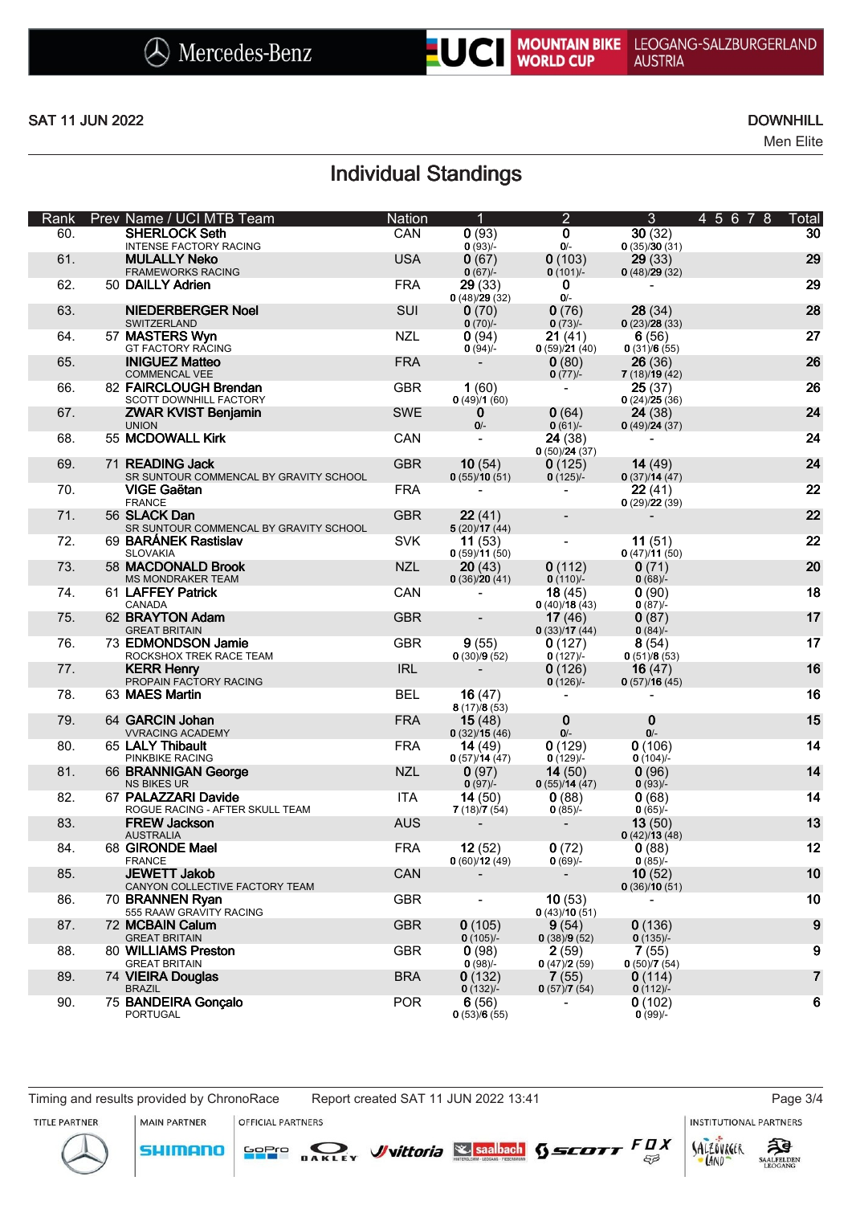SAT 11 JUN 2022

DOWNHILL
Men Elite

# Individual Standings

| Rank | Prev | Name / UCI MTB Team | Nation | 1 | 2 | 3 | 4 5 6 7 8 | Total |
|---|---|---|---|---|---|---|---|---|
| 60. | | **SHERLOCK Seth** INTENSE FACTORY RACING | CAN | **0** (93) 0 (93)/- | **0** 0/- | **30** (32) 0 (35)/**30** (31) | | **30** |
| 61. | | **MULALLY Neko** FRAMEWORKS RACING | USA | **0** (67) 0 (67)/- | **0** (103) 0 (101)/- | **29** (33) 0 (48)/**29** (32) | | **29** |
| 62. | 50 | **DAILLY Adrien** | FRA | **29** (33) 0 (48)/**29** (32) | **0** 0/- | - | | **29** |
| 63. | | **NIEDERBERGER Noel** SWITZERLAND | SUI | **0** (70) 0 (70)/- | **0** (76) 0 (73)/- | **28** (34) 0 (23)/**28** (33) | | **28** |
| 64. | 57 | **MASTERS Wyn** GT FACTORY RACING | NZL | **0** (94) 0 (94)/- | **21** (41) 0 (59)/**21** (40) | **6** (56) 0 (31)/**6** (55) | | **27** |
| 65. | | **INIGUEZ Matteo** COMMENCAL VEE | FRA | - | **0** (80) 0 (77)/- | **26** (36) 7 (18)/**19** (42) | | **26** |
| 66. | 82 | **FAIRCLOUGH Brendan** SCOTT DOWNHILL FACTORY | GBR | **1** (60) 0 (49)/**1** (60) | - | **25** (37) 0 (24)/**25** (36) | | **26** |
| 67. | | **ZWAR KVIST Benjamin** UNION | SWE | **0** 0/- | **0** (64) 0 (61)/- | **24** (38) 0 (49)/**24** (37) | | **24** |
| 68. | 55 | **MCDOWALL Kirk** | CAN | - | **24** (38) 0 (50)/**24** (37) | - | | **24** |
| 69. | 71 | **READING Jack** SR SUNTOUR COMMENCAL BY GRAVITY SCHOOL | GBR | **10** (54) 0 (55)/**10** (51) | **0** (125) 0 (125)/- | **14** (49) 0 (37)/**14** (47) | | **24** |
| 70. | | **VIGE Gaëtan** FRANCE | FRA | - | - | **22** (41) 0 (29)/**22** (39) | | **22** |
| 71. | 56 | **SLACK Dan** SR SUNTOUR COMMENCAL BY GRAVITY SCHOOL | GBR | **22** (41) 5 (20)/**17** (44) | - | - | | **22** |
| 72. | 69 | **BARÁNEK Rastislav** SLOVAKIA | SVK | **11** (53) 0 (59)/**11** (50) | - | **11** (51) 0 (47)/**11** (50) | | **22** |
| 73. | 58 | **MACDONALD Brook** MS MONDRAKER TEAM | NZL | **20** (43) 0 (36)/**20** (41) | **0** (112) 0 (110)/- | **0** (71) 0 (68)/- | | **20** |
| 74. | 61 | **LAFFEY Patrick** CANADA | CAN | - | **18** (45) 0 (40)/**18** (43) | **0** (90) 0 (87)/- | | **18** |
| 75. | 62 | **BRAYTON Adam** GREAT BRITAIN | GBR | - | **17** (46) 0 (33)/**17** (44) | **0** (87) 0 (84)/- | | **17** |
| 76. | 73 | **EDMONDSON Jamie** ROCKSHOX TREK RACE TEAM | GBR | **9** (55) 0 (30)/**9** (52) | **0** (127) 0 (127)/- | **8** (54) 0 (51)/**8** (53) | | **17** |
| 77. | | **KERR Henry** PROPAIN FACTORY RACING | IRL | - | **0** (126) 0 (126)/- | **16** (47) 0 (57)/**16** (45) | | **16** |
| 78. | 63 | **MAES Martin** | BEL | **16** (47) 8 (17)/**8** (53) | - | - | | **16** |
| 79. | 64 | **GARCIN Johan** VVRACING ACADEMY | FRA | **15** (48) 0 (32)/**15** (46) | **0** 0/- | **0** 0/- | | **15** |
| 80. | 65 | **LALY Thibault** PINKBIKE RACING | FRA | **14** (49) 0 (57)/**14** (47) | **0** (129) 0 (129)/- | **0** (106) 0 (104)/- | | **14** |
| 81. | 66 | **BRANNIGAN George** NS BIKES UR | NZL | **0** (97) 0 (97)/- | **14** (50) 0 (55)/**14** (47) | **0** (96) 0 (93)/- | | **14** |
| 82. | 67 | **PALAZZARI Davide** ROGUE RACING - AFTER SKULL TEAM | ITA | **14** (50) 7 (18)/**7** (54) | **0** (88) 0 (85)/- | **0** (68) 0 (65)/- | | **14** |
| 83. | | **FREW Jackson** AUSTRALIA | AUS | - | - | **13** (50) 0 (42)/**13** (48) | | **13** |
| 84. | 68 | **GIRONDE Mael** FRANCE | FRA | **12** (52) 0 (60)/**12** (49) | **0** (72) 0 (69)/- | **0** (88) 0 (85)/- | | **12** |
| 85. | | **JEWETT Jakob** CANYON COLLECTIVE FACTORY TEAM | CAN | - | - | **10** (52) 0 (36)/**10** (51) | | **10** |
| 86. | 70 | **BRANNEN Ryan** 555 RAAW GRAVITY RACING | GBR | - | **10** (53) 0 (43)/**10** (51) | - | | **10** |
| 87. | 72 | **MCBAIN Calum** GREAT BRITAIN | GBR | **0** (105) 0 (105)/- | **9** (54) 0 (38)/**9** (52) | **0** (136) 0 (135)/- | | **9** |
| 88. | 80 | **WILLIAMS Preston** GREAT BRITAIN | GBR | **0** (98) 0 (98)/- | **2** (59) 0 (47)/**2** (59) | **7** (55) 0 (50)/**7** (54) | | **9** |
| 89. | 74 | **VIEIRA Douglas** BRAZIL | BRA | **0** (132) 0 (132)/- | **7** (55) 0 (57)/**7** (54) | **0** (114) 0 (112)/- | | **7** |
| 90. | 75 | **BANDEIRA Gonçalo** PORTUGAL | POR | **6** (56) 0 (53)/**6** (55) | - | **0** (102) 0 (99)/- | | **6** |

Timing and results provided by ChronoRace    Report created SAT 11 JUN 2022 13:41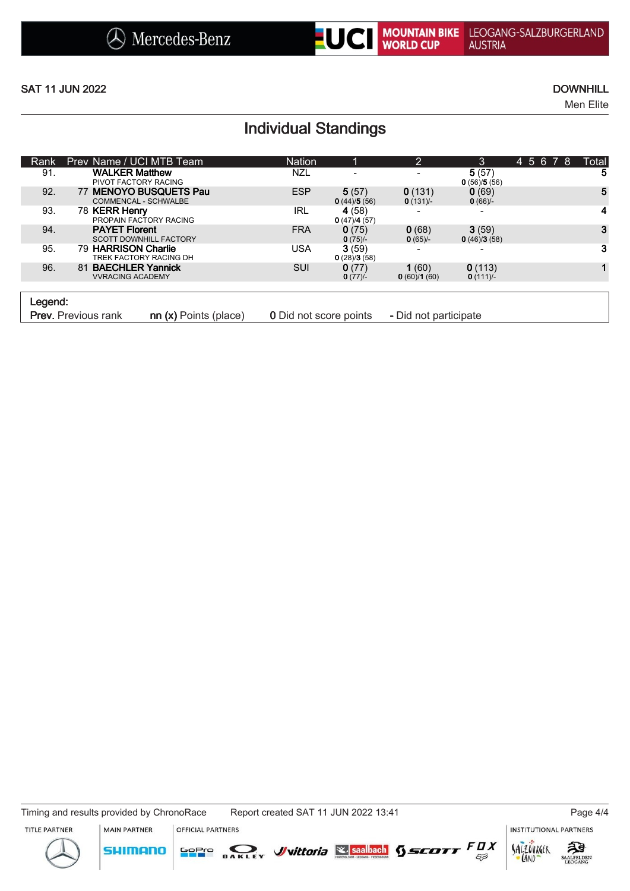SAT 11 JUN 2022

DOWNHILL

Men Elite

# Individual Standings

| Rank | Prev | Name / UCI MTB Team | Nation | 1 | 2 | 3 | 4 5 6 7 8 | Total |
|---|---|---|---|---|---|---|---|---|
| 91. | | **WALKER Matthew** PIVOT FACTORY RACING | NZL | - | - | **5** (57) **0** (56)/**5** (56) | | **5** |
| 92. | 77 | **MENOYO BUSQUETS Pau** COMMENCAL - SCHWALBE | ESP | **5** (57) **0** (44)/**5** (56) | **0** (131) **0** (131)/- | **0** (69) **0** (66)/- | | **5** |
| 93. | 78 | **KERR Henry** PROPAIN FACTORY RACING | IRL | **4** (58) **0** (47)/**4** (57) | - | - | | **4** |
| 94. | | **PAYET Florent** SCOTT DOWNHILL FACTORY | FRA | **0** (75) **0** (75)/- | **0** (68) **0** (65)/- | **3** (59) **0** (46)/**3** (58) | | **3** |
| 95. | 79 | **HARRISON Charlie** TREK FACTORY RACING DH | USA | **3** (59) **0** (28)/**3** (58) | - | - | | **3** |
| 96. | 81 | **BAECHLER Yannick** VVRACING ACADEMY | SUI | **0** (77) **0** (77)/- | **1** (60) **0** (60)/**1** (60) | **0** (113) **0** (111)/- | | **1** |

**Legend:**
**Prev.** Previous rank **nn (x)** Points (place) **0** Did not score points **-** Did not participate

Timing and results provided by ChronoRace Report created SAT 11 JUN 2022 13:41